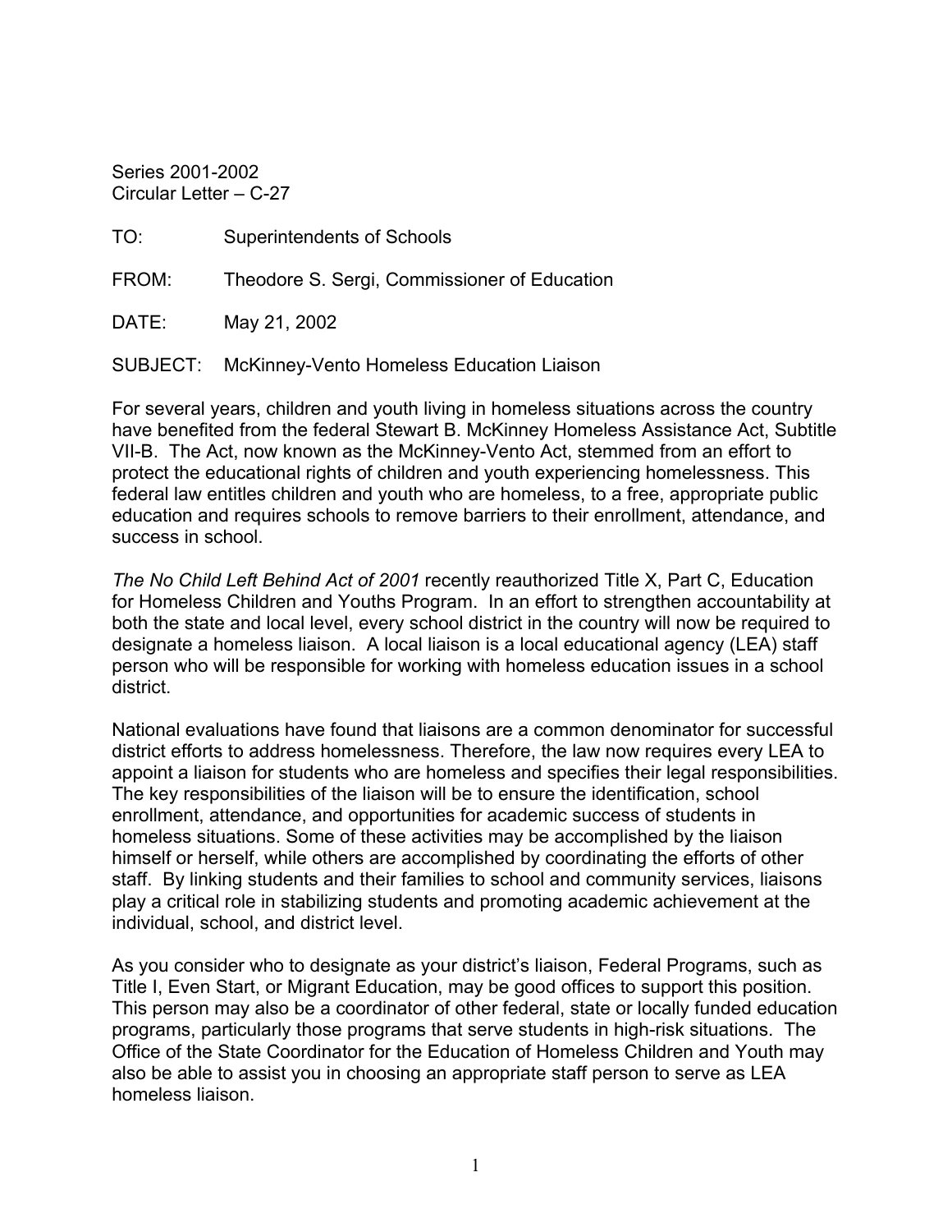Series 2001-2002
Circular Letter – C-27

TO: Superintendents of Schools

FROM: Theodore S. Sergi, Commissioner of Education

DATE: May 21, 2002

SUBJECT: McKinney-Vento Homeless Education Liaison

For several years, children and youth living in homeless situations across the country have benefited from the federal Stewart B. McKinney Homeless Assistance Act, Subtitle VII-B. The Act, now known as the McKinney-Vento Act, stemmed from an effort to protect the educational rights of children and youth experiencing homelessness. This federal law entitles children and youth who are homeless, to a free, appropriate public education and requires schools to remove barriers to their enrollment, attendance, and success in school.

*The No Child Left Behind Act of 2001* recently reauthorized Title X, Part C, Education for Homeless Children and Youths Program. In an effort to strengthen accountability at both the state and local level, every school district in the country will now be required to designate a homeless liaison. A local liaison is a local educational agency (LEA) staff person who will be responsible for working with homeless education issues in a school district.

National evaluations have found that liaisons are a common denominator for successful district efforts to address homelessness. Therefore, the law now requires every LEA to appoint a liaison for students who are homeless and specifies their legal responsibilities. The key responsibilities of the liaison will be to ensure the identification, school enrollment, attendance, and opportunities for academic success of students in homeless situations. Some of these activities may be accomplished by the liaison himself or herself, while others are accomplished by coordinating the efforts of other staff. By linking students and their families to school and community services, liaisons play a critical role in stabilizing students and promoting academic achievement at the individual, school, and district level.

As you consider who to designate as your district's liaison, Federal Programs, such as Title I, Even Start, or Migrant Education, may be good offices to support this position. This person may also be a coordinator of other federal, state or locally funded education programs, particularly those programs that serve students in high-risk situations. The Office of the State Coordinator for the Education of Homeless Children and Youth may also be able to assist you in choosing an appropriate staff person to serve as LEA homeless liaison.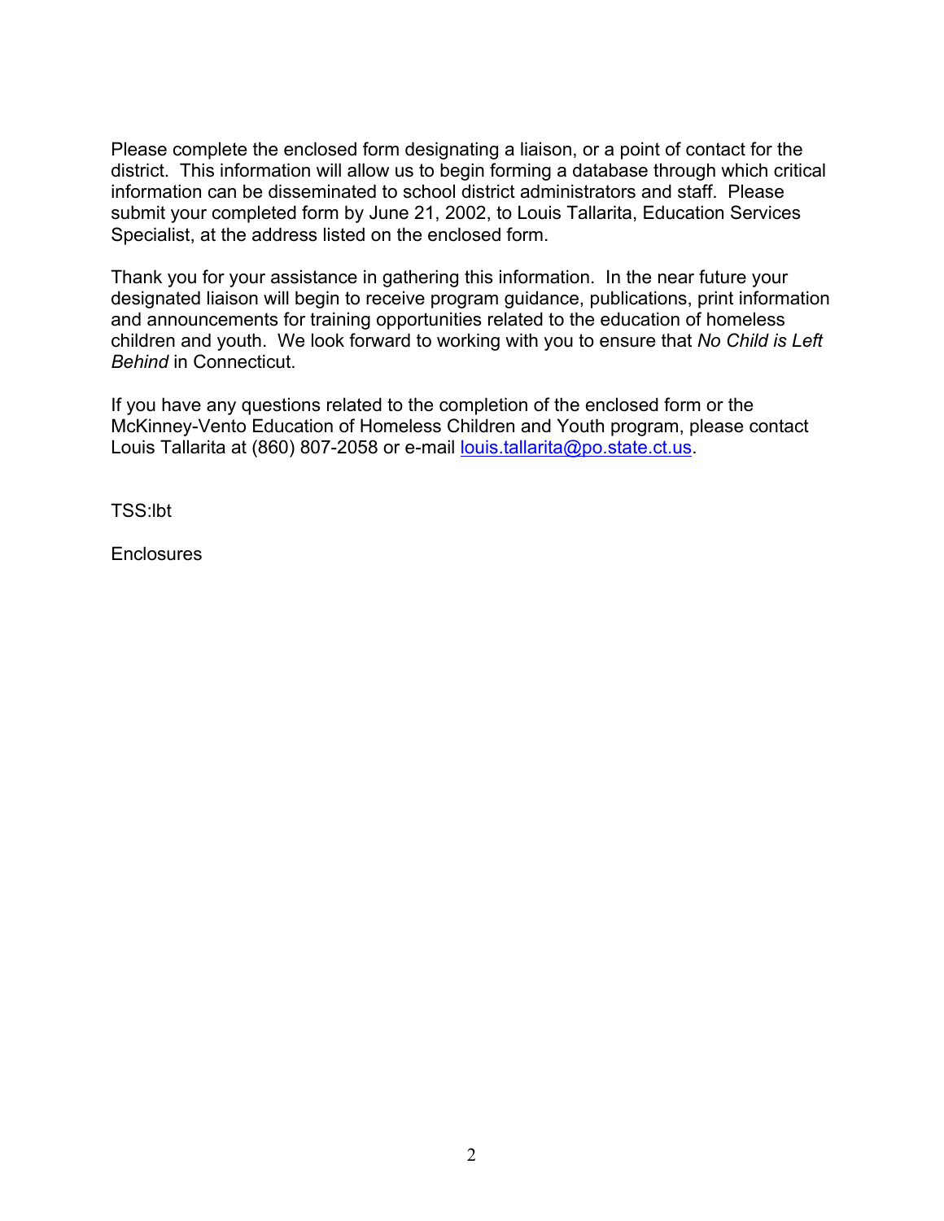Please complete the enclosed form designating a liaison, or a point of contact for the district. This information will allow us to begin forming a database through which critical information can be disseminated to school district administrators and staff. Please submit your completed form by June 21, 2002, to Louis Tallarita, Education Services Specialist, at the address listed on the enclosed form.

Thank you for your assistance in gathering this information. In the near future your designated liaison will begin to receive program guidance, publications, print information and announcements for training opportunities related to the education of homeless children and youth. We look forward to working with you to ensure that *No Child is Left Behind* in Connecticut.

If you have any questions related to the completion of the enclosed form or the McKinney-Vento Education of Homeless Children and Youth program, please contact Louis Tallarita at (860) 807-2058 or e-mail louis.tallarita@po.state.ct.us.

TSS:lbt

Enclosures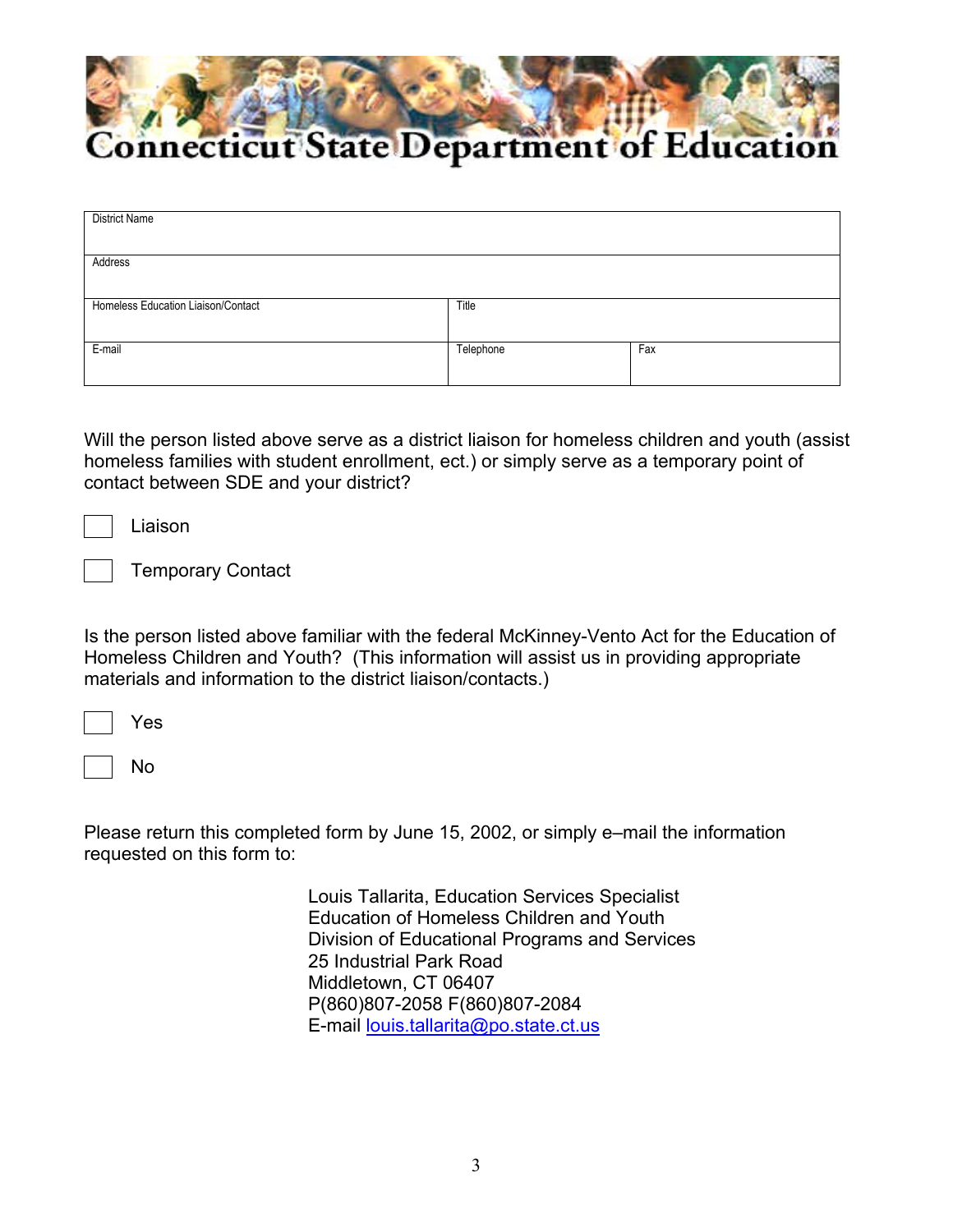# Connecticut State Department of Education

| District Name | | |
|---|---|---|
| Address | | |
| Homeless Education Liaison/Contact | Title | |
| E-mail | Telephone | Fax |

Will the person listed above serve as a district liaison for homeless children and youth (assist homeless families with student enrollment, ect.) or simply serve as a temporary point of contact between SDE and your district?

☐ Liaison

☐ Temporary Contact

Is the person listed above familiar with the federal McKinney-Vento Act for the Education of Homeless Children and Youth? (This information will assist us in providing appropriate materials and information to the district liaison/contacts.)

☐ Yes

☐ No

Please return this completed form by June 15, 2002, or simply e–mail the information requested on this form to:

Louis Tallarita, Education Services Specialist
Education of Homeless Children and Youth
Division of Educational Programs and Services
25 Industrial Park Road
Middletown, CT 06407
P(860)807-2058 F(860)807-2084
E-mail louis.tallarita@po.state.ct.us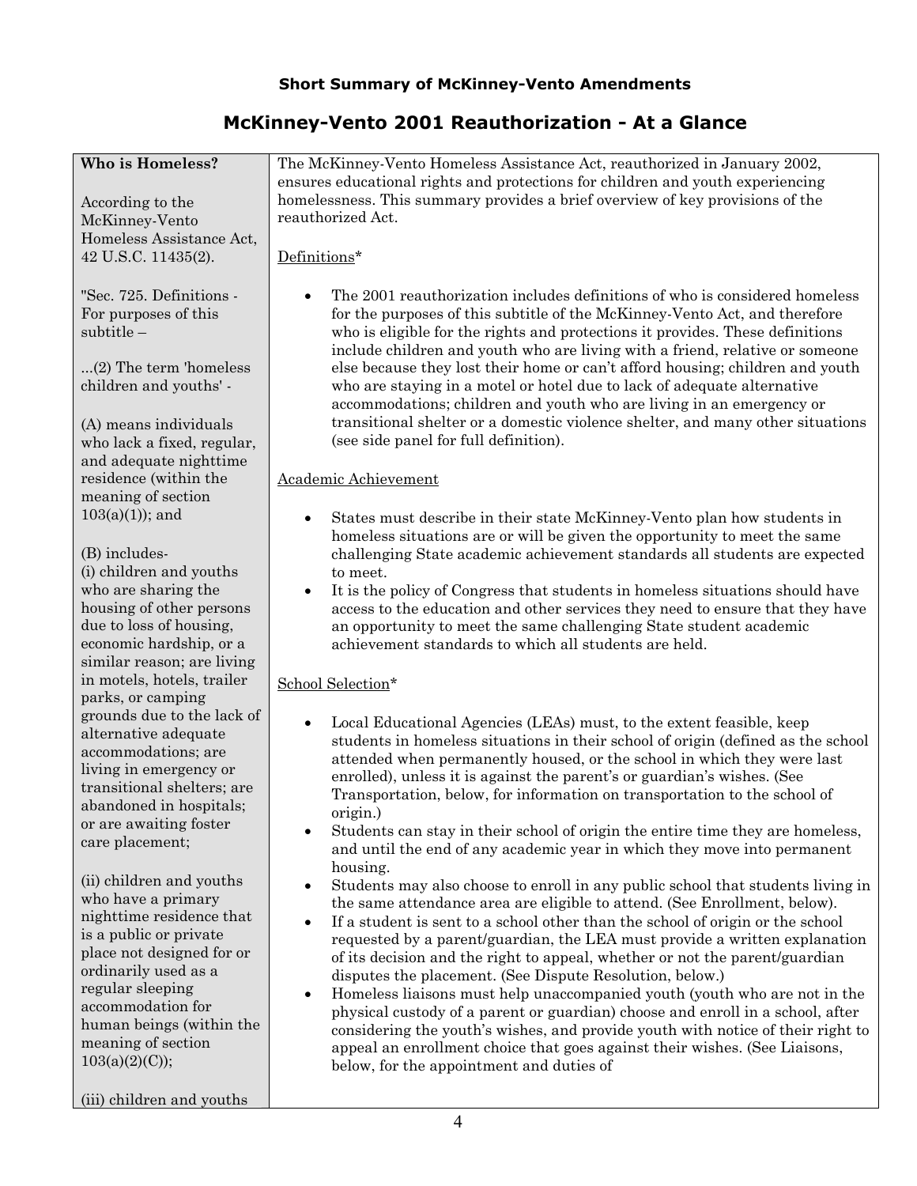**Short Summary of McKinney-Vento Amendments**

## McKinney-Vento 2001 Reauthorization - At a Glance

The McKinney-Vento Homeless Assistance Act, reauthorized in January 2002, ensures educational rights and protections for children and youth experiencing homelessness. This summary provides a brief overview of key provisions of the reauthorized Act.

Definitions*

- The 2001 reauthorization includes definitions of who is considered homeless for the purposes of this subtitle of the McKinney-Vento Act, and therefore who is eligible for the rights and protections it provides. These definitions include children and youth who are living with a friend, relative or someone else because they lost their home or can't afford housing; children and youth who are staying in a motel or hotel due to lack of adequate alternative accommodations; children and youth who are living in an emergency or transitional shelter or a domestic violence shelter, and many other situations (see side panel for full definition).

Academic Achievement

- States must describe in their state McKinney-Vento plan how students in homeless situations are or will be given the opportunity to meet the same challenging State academic achievement standards all students are expected to meet.
- It is the policy of Congress that students in homeless situations should have access to the education and other services they need to ensure that they have an opportunity to meet the same challenging State student academic achievement standards to which all students are held.

School Selection*

- Local Educational Agencies (LEAs) must, to the extent feasible, keep students in homeless situations in their school of origin (defined as the school attended when permanently housed, or the school in which they were last enrolled), unless it is against the parent's or guardian's wishes. (See Transportation, below, for information on transportation to the school of origin.)
- Students can stay in their school of origin the entire time they are homeless, and until the end of any academic year in which they move into permanent housing.
- Students may also choose to enroll in any public school that students living in the same attendance area are eligible to attend. (See Enrollment, below).
- If a student is sent to a school other than the school of origin or the school requested by a parent/guardian, the LEA must provide a written explanation of its decision and the right to appeal, whether or not the parent/guardian disputes the placement. (See Dispute Resolution, below.)
- Homeless liaisons must help unaccompanied youth (youth who are not in the physical custody of a parent or guardian) choose and enroll in a school, after considering the youth's wishes, and provide youth with notice of their right to appeal an enrollment choice that goes against their wishes. (See Liaisons, below, for the appointment and duties of

---

**Who is Homeless?**

According to the McKinney-Vento Homeless Assistance Act, 42 U.S.C. 11435(2).

"Sec. 725. Definitions - For purposes of this subtitle –

...(2) The term 'homeless children and youths' -

(A) means individuals who lack a fixed, regular, and adequate nighttime residence (within the meaning of section 103(a)(1)); and

(B) includes-
(i) children and youths who are sharing the housing of other persons due to loss of housing, economic hardship, or a similar reason; are living in motels, hotels, trailer parks, or camping grounds due to the lack of alternative adequate accommodations; are living in emergency or transitional shelters; are abandoned in hospitals; or are awaiting foster care placement;

(ii) children and youths who have a primary nighttime residence that is a public or private place not designed for or ordinarily used as a regular sleeping accommodation for human beings (within the meaning of section 103(a)(2)(C));

(iii) children and youths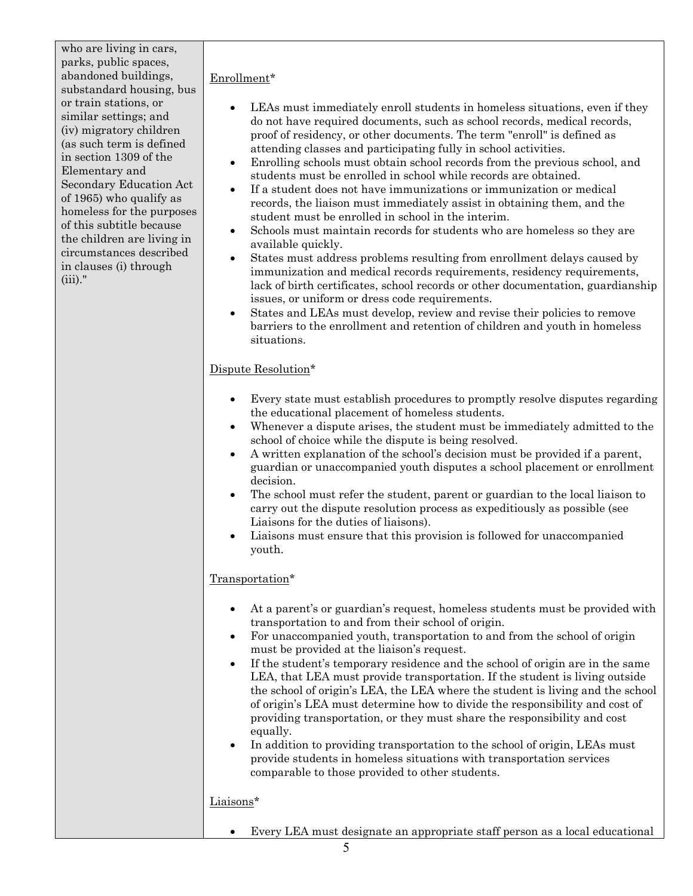| | |
|---|---|
| who are living in cars, parks, public spaces, abandoned buildings, substandard housing, bus or train stations, or similar settings; and (iv) migratory children (as such term is defined in section 1309 of the Elementary and Secondary Education Act of 1965) who qualify as homeless for the purposes of this subtitle because the children are living in circumstances described in clauses (i) through (iii)." | Enrollment*<br><br>• LEAs must immediately enroll students in homeless situations, even if they do not have required documents, such as school records, medical records, proof of residency, or other documents. The term "enroll" is defined as attending classes and participating fully in school activities.<br>• Enrolling schools must obtain school records from the previous school, and students must be enrolled in school while records are obtained.<br>• If a student does not have immunizations or immunization or medical records, the liaison must immediately assist in obtaining them, and the student must be enrolled in school in the interim.<br>• Schools must maintain records for students who are homeless so they are available quickly.<br>• States must address problems resulting from enrollment delays caused by immunization and medical records requirements, residency requirements, lack of birth certificates, school records or other documentation, guardianship issues, or uniform or dress code requirements.<br>• States and LEAs must develop, review and revise their policies to remove barriers to the enrollment and retention of children and youth in homeless situations.<br><br>Dispute Resolution*<br><br>• Every state must establish procedures to promptly resolve disputes regarding the educational placement of homeless students.<br>• Whenever a dispute arises, the student must be immediately admitted to the school of choice while the dispute is being resolved.<br>• A written explanation of the school's decision must be provided if a parent, guardian or unaccompanied youth disputes a school placement or enrollment decision.<br>• The school must refer the student, parent or guardian to the local liaison to carry out the dispute resolution process as expeditiously as possible (see Liaisons for the duties of liaisons).<br>• Liaisons must ensure that this provision is followed for unaccompanied youth.<br><br>Transportation*<br><br>• At a parent's or guardian's request, homeless students must be provided with transportation to and from their school of origin.<br>• For unaccompanied youth, transportation to and from the school of origin must be provided at the liaison's request.<br>• If the student's temporary residence and the school of origin are in the same LEA, that LEA must provide transportation. If the student is living outside the school of origin's LEA, the LEA where the student is living and the school of origin's LEA must determine how to divide the responsibility and cost of providing transportation, or they must share the responsibility and cost equally.<br>• In addition to providing transportation to the school of origin, LEAs must provide students in homeless situations with transportation services comparable to those provided to other students.<br><br>Liaisons*<br><br>• Every LEA must designate an appropriate staff person as a local educational |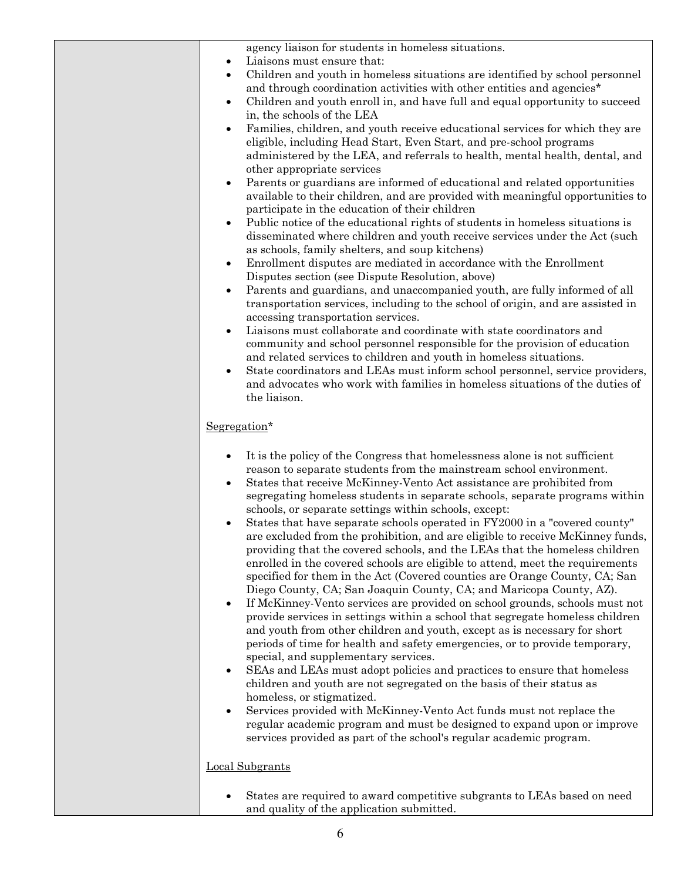| | agency liaison for students in homeless situations.<br>• Liaisons must ensure that:<br>• Children and youth in homeless situations are identified by school personnel and through coordination activities with other entities and agencies*<br>• Children and youth enroll in, and have full and equal opportunity to succeed in, the schools of the LEA<br>• Families, children, and youth receive educational services for which they are eligible, including Head Start, Even Start, and pre-school programs administered by the LEA, and referrals to health, mental health, dental, and other appropriate services<br>• Parents or guardians are informed of educational and related opportunities available to their children, and are provided with meaningful opportunities to participate in the education of their children<br>• Public notice of the educational rights of students in homeless situations is disseminated where children and youth receive services under the Act (such as schools, family shelters, and soup kitchens)<br>• Enrollment disputes are mediated in accordance with the Enrollment Disputes section (see Dispute Resolution, above)<br>• Parents and guardians, and unaccompanied youth, are fully informed of all transportation services, including to the school of origin, and are assisted in accessing transportation services.<br>• Liaisons must collaborate and coordinate with state coordinators and community and school personnel responsible for the provision of education and related services to children and youth in homeless situations.<br>• State coordinators and LEAs must inform school personnel, service providers, and advocates who work with families in homeless situations of the duties of the liaison.<br><br><u>Segregation</u>*<br><br>• It is the policy of the Congress that homelessness alone is not sufficient reason to separate students from the mainstream school environment.<br>• States that receive McKinney-Vento Act assistance are prohibited from segregating homeless students in separate schools, separate programs within schools, or separate settings within schools, except:<br>• States that have separate schools operated in FY2000 in a "covered county" are excluded from the prohibition, and are eligible to receive McKinney funds, providing that the covered schools, and the LEAs that the homeless children enrolled in the covered schools are eligible to attend, meet the requirements specified for them in the Act (Covered counties are Orange County, CA; San Diego County, CA; San Joaquin County, CA; and Maricopa County, AZ).<br>• If McKinney-Vento services are provided on school grounds, schools must not provide services in settings within a school that segregate homeless children and youth from other children and youth, except as is necessary for short periods of time for health and safety emergencies, or to provide temporary, special, and supplementary services.<br>• SEAs and LEAs must adopt policies and practices to ensure that homeless children and youth are not segregated on the basis of their status as homeless, or stigmatized.<br>• Services provided with McKinney-Vento Act funds must not replace the regular academic program and must be designed to expand upon or improve services provided as part of the school's regular academic program.<br><br><u>Local Subgrants</u><br><br>• States are required to award competitive subgrants to LEAs based on need and quality of the application submitted. |
|---|---|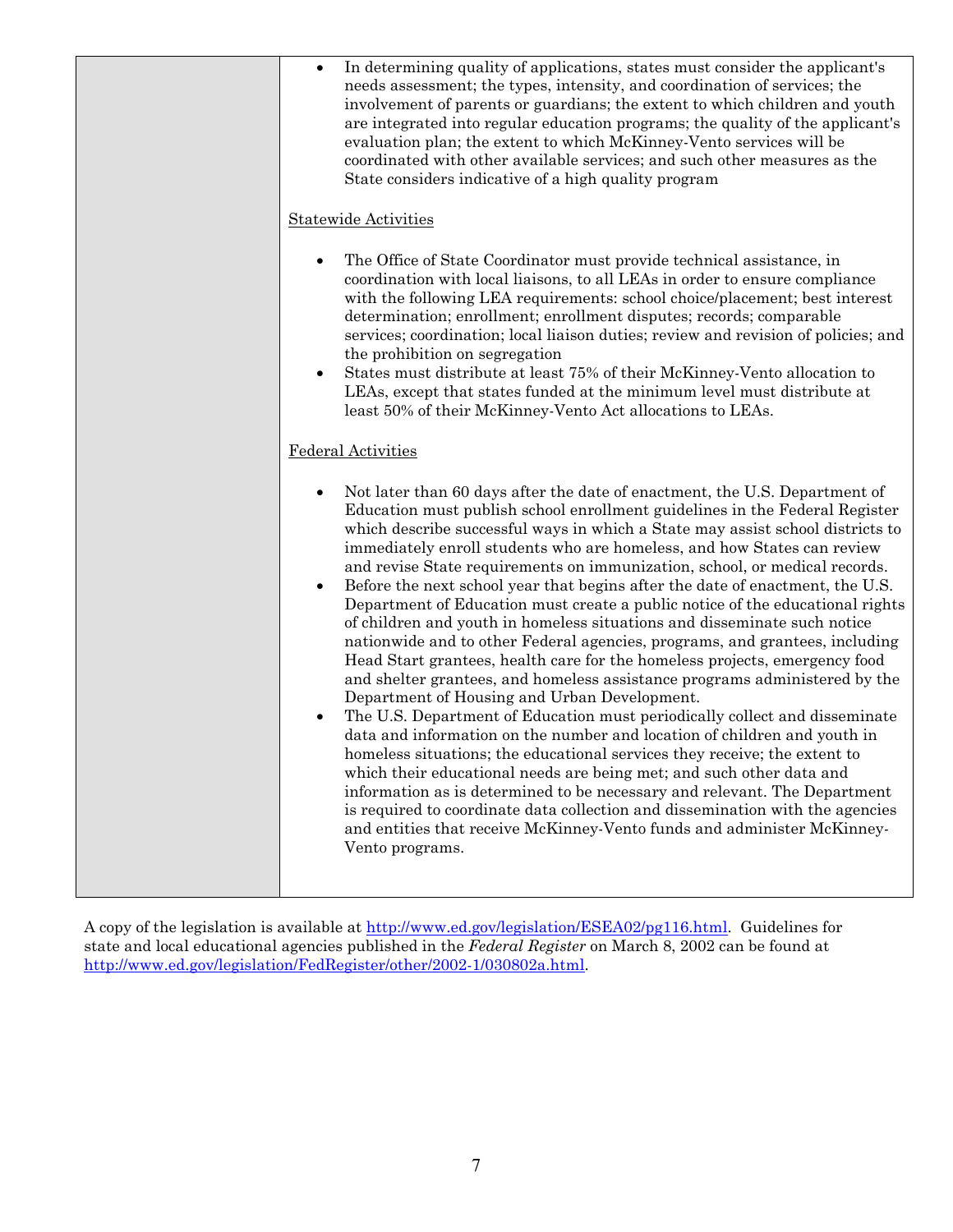| | |
|---|---|
| | • In determining quality of applications, states must consider the applicant's needs assessment; the types, intensity, and coordination of services; the involvement of parents or guardians; the extent to which children and youth are integrated into regular education programs; the quality of the applicant's evaluation plan; the extent to which McKinney-Vento services will be coordinated with other available services; and such other measures as the State considers indicative of a high quality program<br><br><u>Statewide Activities</u><br><br>• The Office of State Coordinator must provide technical assistance, in coordination with local liaisons, to all LEAs in order to ensure compliance with the following LEA requirements: school choice/placement; best interest determination; enrollment; enrollment disputes; records; comparable services; coordination; local liaison duties; review and revision of policies; and the prohibition on segregation<br>• States must distribute at least 75% of their McKinney-Vento allocation to LEAs, except that states funded at the minimum level must distribute at least 50% of their McKinney-Vento Act allocations to LEAs.<br><br><u>Federal Activities</u><br><br>• Not later than 60 days after the date of enactment, the U.S. Department of Education must publish school enrollment guidelines in the Federal Register which describe successful ways in which a State may assist school districts to immediately enroll students who are homeless, and how States can review and revise State requirements on immunization, school, or medical records.<br>• Before the next school year that begins after the date of enactment, the U.S. Department of Education must create a public notice of the educational rights of children and youth in homeless situations and disseminate such notice nationwide and to other Federal agencies, programs, and grantees, including Head Start grantees, health care for the homeless projects, emergency food and shelter grantees, and homeless assistance programs administered by the Department of Housing and Urban Development.<br>• The U.S. Department of Education must periodically collect and disseminate data and information on the number and location of children and youth in homeless situations; the educational services they receive; the extent to which their educational needs are being met; and such other data and information as is determined to be necessary and relevant. The Department is required to coordinate data collection and dissemination with the agencies and entities that receive McKinney-Vento funds and administer McKinney-Vento programs. |

A copy of the legislation is available at http://www.ed.gov/legislation/ESEA02/pg116.html. Guidelines for state and local educational agencies published in the *Federal Register* on March 8, 2002 can be found at http://www.ed.gov/legislation/FedRegister/other/2002-1/030802a.html.